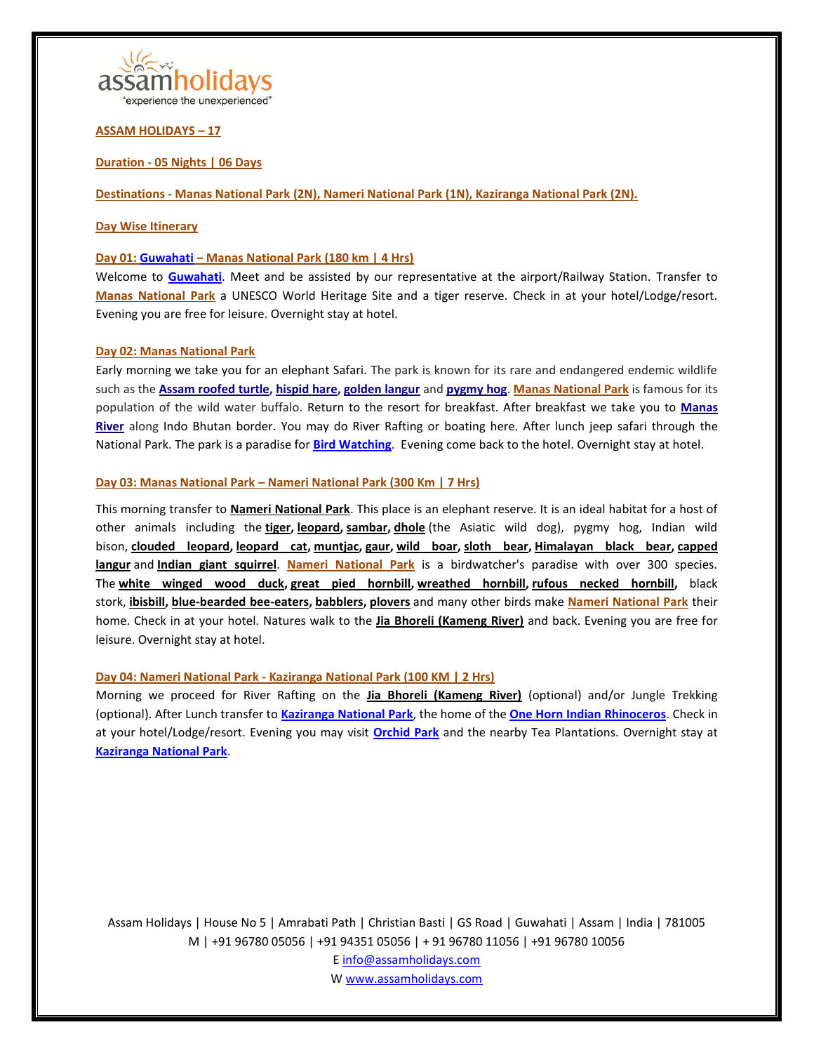assamholidays
"experience the unexperienced"

**ASSAM HOLIDAYS – 17**

**Duration - 05 Nights | 06 Days**

**Destinations - Manas National Park (2N), Nameri National Park (1N), Kaziranga National Park (2N).**

**Day Wise Itinerary**

**Day 01: Guwahati – Manas National Park (180 km | 4 Hrs)**

Welcome to **Guwahati**. Meet and be assisted by our representative at the airport/Railway Station. Transfer to **Manas National Park** a UNESCO World Heritage Site and a tiger reserve. Check in at your hotel/Lodge/resort. Evening you are free for leisure. Overnight stay at hotel.

**Day 02: Manas National Park**

Early morning we take you for an elephant Safari. The park is known for its rare and endangered endemic wildlife such as the **Assam roofed turtle**, **hispid hare**, **golden langur** and **pygmy hog**. **Manas National Park** is famous for its population of the wild water buffalo. Return to the resort for breakfast. After breakfast we take you to **Manas River** along Indo Bhutan border. You may do River Rafting or boating here. After lunch jeep safari through the National Park. The park is a paradise for **Bird Watching**. Evening come back to the hotel. Overnight stay at hotel.

**Day 03: Manas National Park – Nameri National Park (300 Km | 7 Hrs)**

This morning transfer to **Nameri National Park**. This place is an elephant reserve. It is an ideal habitat for a host of other animals including the **tiger**, **leopard**, **sambar**, **dhole** (the Asiatic wild dog), pygmy hog, Indian wild bison, **clouded leopard**, **leopard cat**, **muntjac**, **gaur**, **wild boar**, **sloth bear**, **Himalayan black bear**, **capped langur** and **Indian giant squirrel**. **Nameri National Park** is a birdwatcher's paradise with over 300 species. The **white winged wood duck**, **great pied hornbill**, **wreathed hornbill**, **rufous necked hornbill**, black stork, **ibisbill**, **blue-bearded bee-eaters**, **babblers**, **plovers** and many other birds make **Nameri National Park** their home. Check in at your hotel. Natures walk to the **Jia Bhoreli (Kameng River)** and back. Evening you are free for leisure. Overnight stay at hotel.

**Day 04: Nameri National Park - Kaziranga National Park (100 KM | 2 Hrs)**

Morning we proceed for River Rafting on the **Jia Bhoreli (Kameng River)** (optional) and/or Jungle Trekking (optional). After Lunch transfer to **Kaziranga National Park**, the home of the **One Horn Indian Rhinoceros**. Check in at your hotel/Lodge/resort. Evening you may visit **Orchid Park** and the nearby Tea Plantations. Overnight stay at **Kaziranga National Park**.

Assam Holidays | House No 5 | Amrabati Path | Christian Basti | GS Road | Guwahati | Assam | India | 781005
M | +91 96780 05056 | +91 94351 05056 | + 91 96780 11056 | +91 96780 10056
E info@assamholidays.com
W www.assamholidays.com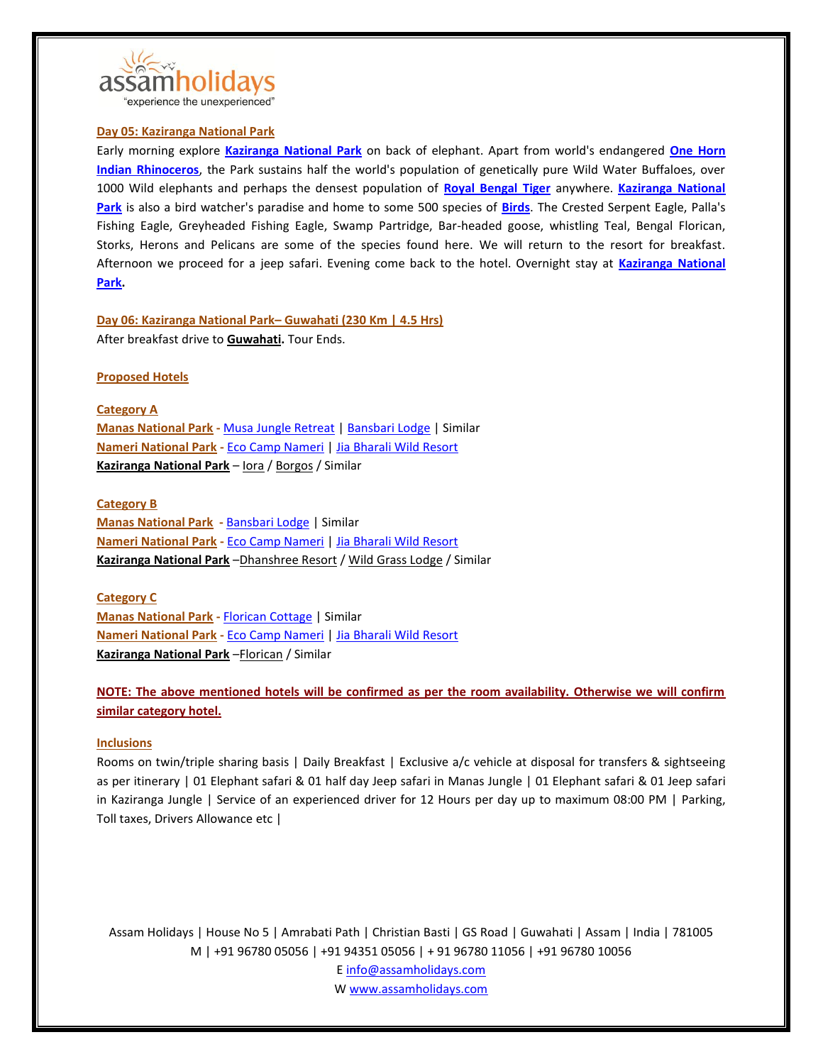### Day 05: Kaziranga National Park

Early morning explore **Kaziranga National Park** on back of elephant. Apart from world's endangered **One Horn Indian Rhinoceros**, the Park sustains half the world's population of genetically pure Wild Water Buffaloes, over 1000 Wild elephants and perhaps the densest population of **Royal Bengal Tiger** anywhere. **Kaziranga National Park** is also a bird watcher's paradise and home to some 500 species of **Birds**. The Crested Serpent Eagle, Palla's Fishing Eagle, Greyheaded Fishing Eagle, Swamp Partridge, Bar-headed goose, whistling Teal, Bengal Florican, Storks, Herons and Pelicans are some of the species found here. We will return to the resort for breakfast. Afternoon we proceed for a jeep safari. Evening come back to the hotel. Overnight stay at **Kaziranga National Park.**

### Day 06: Kaziranga National Park– Guwahati (230 Km | 4.5 Hrs)

After breakfast drive to **Guwahati.** Tour Ends.

### Proposed Hotels

**Category A**

**Manas National Park** - Musa Jungle Retreat | Bansbari Lodge | Similar
**Nameri National Park** - Eco Camp Nameri | Jia Bharali Wild Resort
**Kaziranga National Park** – Iora / Borgos / Similar

**Category B**

**Manas National Park** - Bansbari Lodge | Similar
**Nameri National Park** - Eco Camp Nameri | Jia Bharali Wild Resort
**Kaziranga National Park** –Dhanshree Resort / Wild Grass Lodge / Similar

**Category C**

**Manas National Park** - Florican Cottage | Similar
**Nameri National Park** - Eco Camp Nameri | Jia Bharali Wild Resort
**Kaziranga National Park** –Florican / Similar

**NOTE: The above mentioned hotels will be confirmed as per the room availability. Otherwise we will confirm similar category hotel.**

### Inclusions

Rooms on twin/triple sharing basis | Daily Breakfast | Exclusive a/c vehicle at disposal for transfers & sightseeing as per itinerary | 01 Elephant safari & 01 half day Jeep safari in Manas Jungle | 01 Elephant safari & 01 Jeep safari in Kaziranga Jungle | Service of an experienced driver for 12 Hours per day up to maximum 08:00 PM | Parking, Toll taxes, Drivers Allowance etc |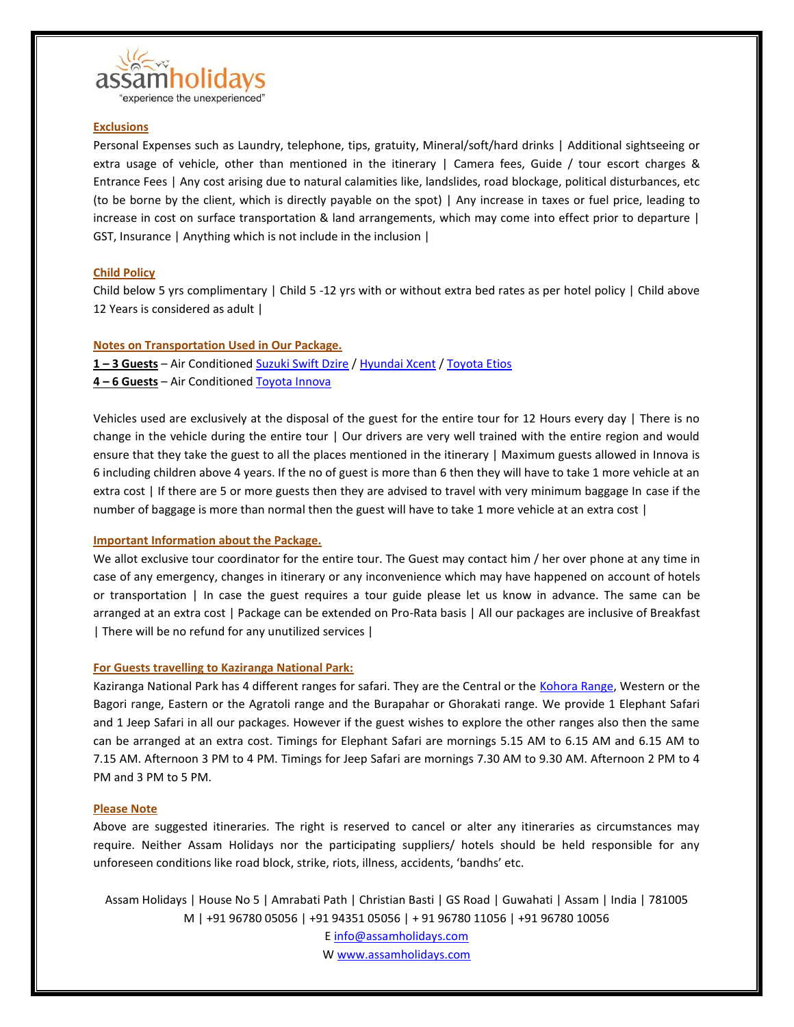assamholidays
"experience the unexperienced"

**Exclusions**

Personal Expenses such as Laundry, telephone, tips, gratuity, Mineral/soft/hard drinks | Additional sightseeing or extra usage of vehicle, other than mentioned in the itinerary | Camera fees, Guide / tour escort charges & Entrance Fees | Any cost arising due to natural calamities like, landslides, road blockage, political disturbances, etc (to be borne by the client, which is directly payable on the spot) | Any increase in taxes or fuel price, leading to increase in cost on surface transportation & land arrangements, which may come into effect prior to departure | GST, Insurance | Anything which is not include in the inclusion |

**Child Policy**

Child below 5 yrs complimentary | Child 5 -12 yrs with or without extra bed rates as per hotel policy | Child above 12 Years is considered as adult |

**Notes on Transportation Used in Our Package.**

**1 – 3 Guests** – Air Conditioned Suzuki Swift Dzire / Hyundai Xcent / Toyota Etios
**4 – 6 Guests** – Air Conditioned Toyota Innova

Vehicles used are exclusively at the disposal of the guest for the entire tour for 12 Hours every day | There is no change in the vehicle during the entire tour | Our drivers are very well trained with the entire region and would ensure that they take the guest to all the places mentioned in the itinerary | Maximum guests allowed in Innova is 6 including children above 4 years. If the no of guest is more than 6 then they will have to take 1 more vehicle at an extra cost | If there are 5 or more guests then they are advised to travel with very minimum baggage In case if the number of baggage is more than normal then the guest will have to take 1 more vehicle at an extra cost |

**Important Information about the Package.**

We allot exclusive tour coordinator for the entire tour. The Guest may contact him / her over phone at any time in case of any emergency, changes in itinerary or any inconvenience which may have happened on account of hotels or transportation | In case the guest requires a tour guide please let us know in advance. The same can be arranged at an extra cost | Package can be extended on Pro-Rata basis | All our packages are inclusive of Breakfast | There will be no refund for any unutilized services |

**For Guests travelling to Kaziranga National Park:**

Kaziranga National Park has 4 different ranges for safari. They are the Central or the Kohora Range, Western or the Bagori range, Eastern or the Agratoli range and the Burapahar or Ghorakati range. We provide 1 Elephant Safari and 1 Jeep Safari in all our packages. However if the guest wishes to explore the other ranges also then the same can be arranged at an extra cost. Timings for Elephant Safari are mornings 5.15 AM to 6.15 AM and 6.15 AM to 7.15 AM. Afternoon 3 PM to 4 PM. Timings for Jeep Safari are mornings 7.30 AM to 9.30 AM. Afternoon 2 PM to 4 PM and 3 PM to 5 PM.

**Please Note**

Above are suggested itineraries. The right is reserved to cancel or alter any itineraries as circumstances may require. Neither Assam Holidays nor the participating suppliers/ hotels should be held responsible for any unforeseen conditions like road block, strike, riots, illness, accidents, 'bandhs' etc.

Assam Holidays | House No 5 | Amrabati Path | Christian Basti | GS Road | Guwahati | Assam | India | 781005
M | +91 96780 05056 | +91 94351 05056 | + 91 96780 11056 | +91 96780 10056
E info@assamholidays.com
W www.assamholidays.com